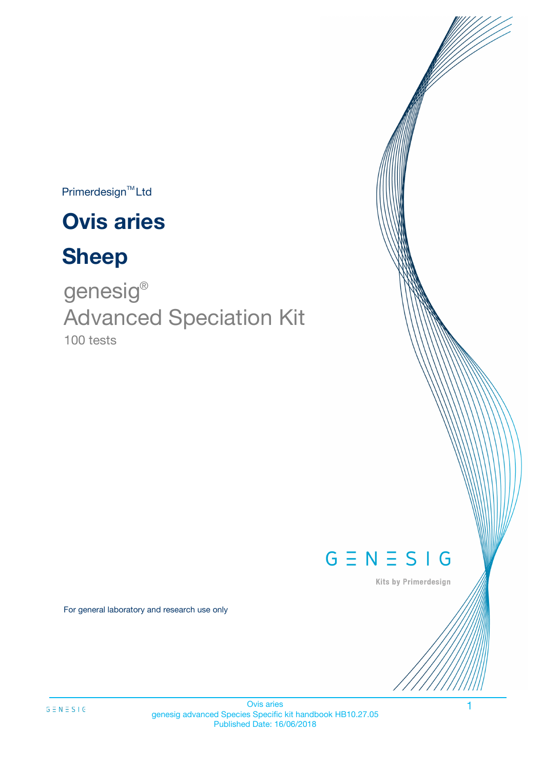Primerdesign™ Ltd

# Ovis aries

# Sheep

genesig®
Advanced Speciation Kit
100 tests

GENESIG

Kits by Primerdesign

For general laboratory and research use only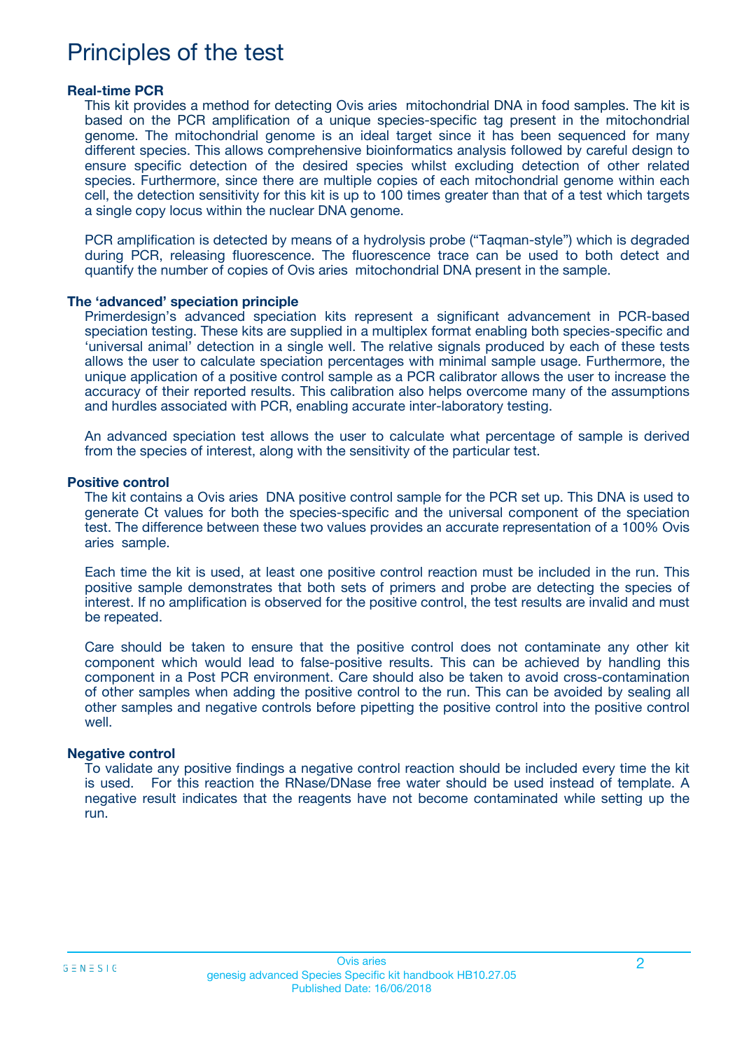# Principles of the test

**Real-time PCR**

This kit provides a method for detecting Ovis aries mitochondrial DNA in food samples. The kit is based on the PCR amplification of a unique species-specific tag present in the mitochondrial genome. The mitochondrial genome is an ideal target since it has been sequenced for many different species. This allows comprehensive bioinformatics analysis followed by careful design to ensure specific detection of the desired species whilst excluding detection of other related species. Furthermore, since there are multiple copies of each mitochondrial genome within each cell, the detection sensitivity for this kit is up to 100 times greater than that of a test which targets a single copy locus within the nuclear DNA genome.

PCR amplification is detected by means of a hydrolysis probe ("Taqman-style") which is degraded during PCR, releasing fluorescence. The fluorescence trace can be used to both detect and quantify the number of copies of Ovis aries mitochondrial DNA present in the sample.

**The 'advanced' speciation principle**

Primerdesign's advanced speciation kits represent a significant advancement in PCR-based speciation testing. These kits are supplied in a multiplex format enabling both species-specific and 'universal animal' detection in a single well. The relative signals produced by each of these tests allows the user to calculate speciation percentages with minimal sample usage. Furthermore, the unique application of a positive control sample as a PCR calibrator allows the user to increase the accuracy of their reported results. This calibration also helps overcome many of the assumptions and hurdles associated with PCR, enabling accurate inter-laboratory testing.

An advanced speciation test allows the user to calculate what percentage of sample is derived from the species of interest, along with the sensitivity of the particular test.

**Positive control**

The kit contains a Ovis aries DNA positive control sample for the PCR set up. This DNA is used to generate Ct values for both the species-specific and the universal component of the speciation test. The difference between these two values provides an accurate representation of a 100% Ovis aries sample.

Each time the kit is used, at least one positive control reaction must be included in the run. This positive sample demonstrates that both sets of primers and probe are detecting the species of interest. If no amplification is observed for the positive control, the test results are invalid and must be repeated.

Care should be taken to ensure that the positive control does not contaminate any other kit component which would lead to false-positive results. This can be achieved by handling this component in a Post PCR environment. Care should also be taken to avoid cross-contamination of other samples when adding the positive control to the run. This can be avoided by sealing all other samples and negative controls before pipetting the positive control into the positive control well.

**Negative control**

To validate any positive findings a negative control reaction should be included every time the kit is used. For this reaction the RNase/DNase free water should be used instead of template. A negative result indicates that the reagents have not become contaminated while setting up the run.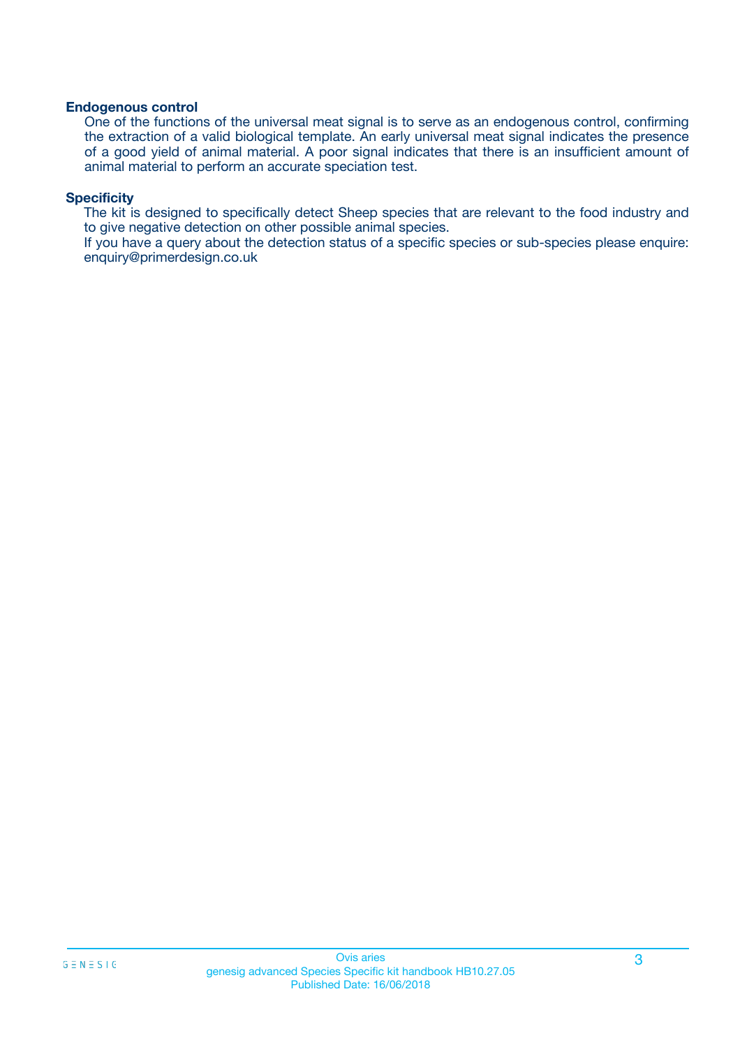### Endogenous control

One of the functions of the universal meat signal is to serve as an endogenous control, confirming the extraction of a valid biological template. An early universal meat signal indicates the presence of a good yield of animal material. A poor signal indicates that there is an insufficient amount of animal material to perform an accurate speciation test.

### Specificity

The kit is designed to specifically detect Sheep species that are relevant to the food industry and to give negative detection on other possible animal species.

If you have a query about the detection status of a specific species or sub-species please enquire: enquiry@primerdesign.co.uk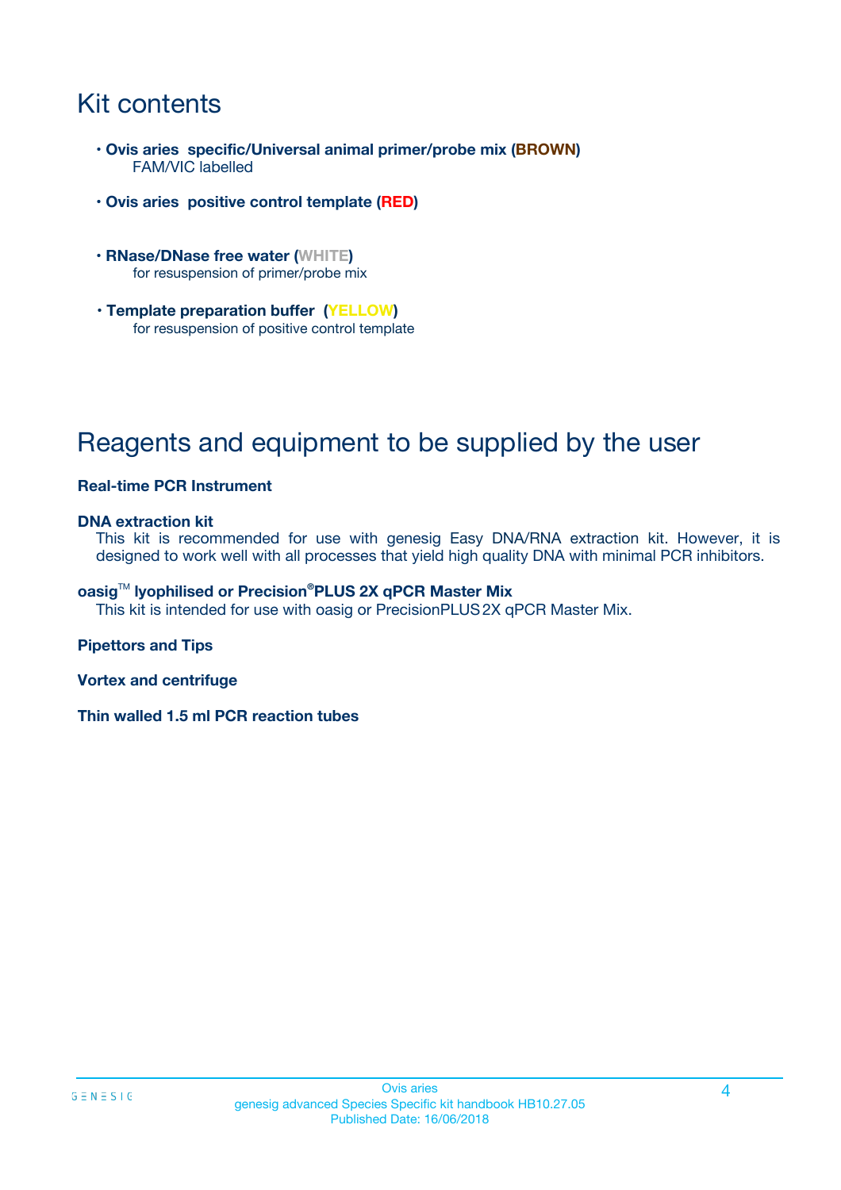# Kit contents

- **Ovis aries specific/Universal animal primer/probe mix (BROWN)**
  FAM/VIC labelled
- **Ovis aries positive control template (RED)**
- **RNase/DNase free water (WHITE)**
  for resuspension of primer/probe mix
- **Template preparation buffer (YELLOW)**
  for resuspension of positive control template

# Reagents and equipment to be supplied by the user

**Real-time PCR Instrument**

**DNA extraction kit**
This kit is recommended for use with genesig Easy DNA/RNA extraction kit. However, it is designed to work well with all processes that yield high quality DNA with minimal PCR inhibitors.

**oasig™ lyophilised or Precision®PLUS 2X qPCR Master Mix**
This kit is intended for use with oasig or PrecisionPLUS 2X qPCR Master Mix.

**Pipettors and Tips**

**Vortex and centrifuge**

**Thin walled 1.5 ml PCR reaction tubes**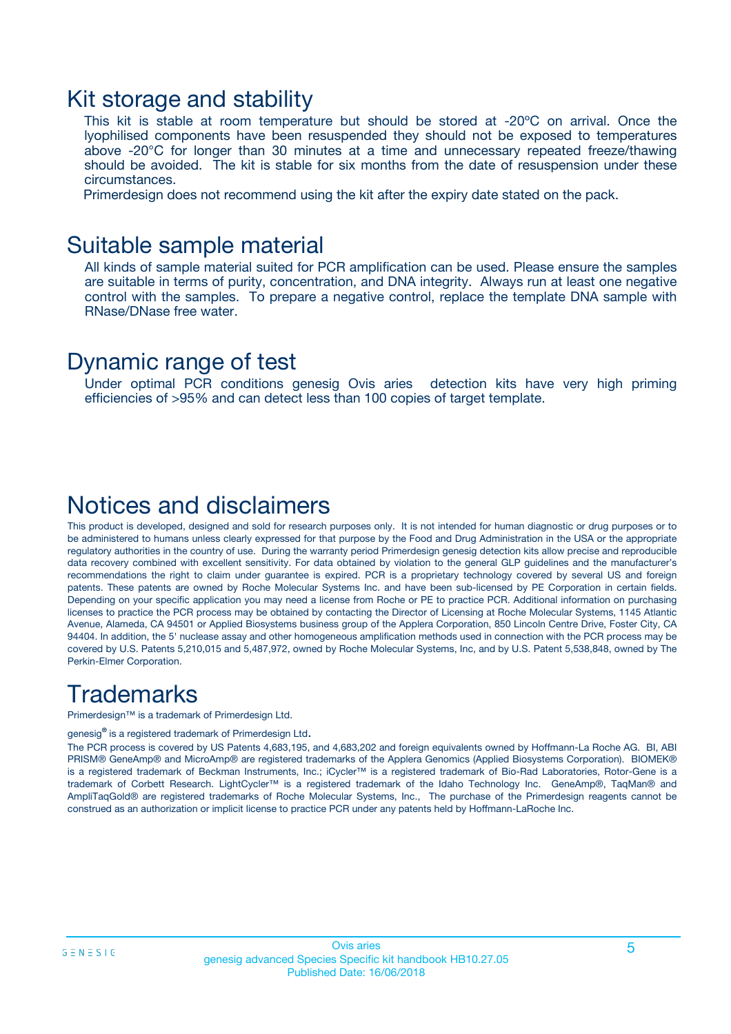# Kit storage and stability

This kit is stable at room temperature but should be stored at -20ºC on arrival. Once the lyophilised components have been resuspended they should not be exposed to temperatures above -20°C for longer than 30 minutes at a time and unnecessary repeated freeze/thawing should be avoided. The kit is stable for six months from the date of resuspension under these circumstances.

Primerdesign does not recommend using the kit after the expiry date stated on the pack.

# Suitable sample material

All kinds of sample material suited for PCR amplification can be used. Please ensure the samples are suitable in terms of purity, concentration, and DNA integrity. Always run at least one negative control with the samples. To prepare a negative control, replace the template DNA sample with RNase/DNase free water.

# Dynamic range of test

Under optimal PCR conditions genesig Ovis aries detection kits have very high priming efficiencies of >95% and can detect less than 100 copies of target template.

# Notices and disclaimers

This product is developed, designed and sold for research purposes only. It is not intended for human diagnostic or drug purposes or to be administered to humans unless clearly expressed for that purpose by the Food and Drug Administration in the USA or the appropriate regulatory authorities in the country of use. During the warranty period Primerdesign genesig detection kits allow precise and reproducible data recovery combined with excellent sensitivity. For data obtained by violation to the general GLP guidelines and the manufacturer's recommendations the right to claim under guarantee is expired. PCR is a proprietary technology covered by several US and foreign patents. These patents are owned by Roche Molecular Systems Inc. and have been sub-licensed by PE Corporation in certain fields. Depending on your specific application you may need a license from Roche or PE to practice PCR. Additional information on purchasing licenses to practice the PCR process may be obtained by contacting the Director of Licensing at Roche Molecular Systems, 1145 Atlantic Avenue, Alameda, CA 94501 or Applied Biosystems business group of the Applera Corporation, 850 Lincoln Centre Drive, Foster City, CA 94404. In addition, the 5' nuclease assay and other homogeneous amplification methods used in connection with the PCR process may be covered by U.S. Patents 5,210,015 and 5,487,972, owned by Roche Molecular Systems, Inc, and by U.S. Patent 5,538,848, owned by The Perkin-Elmer Corporation.

# Trademarks

Primerdesign™ is a trademark of Primerdesign Ltd.

genesig® is a registered trademark of Primerdesign Ltd.

The PCR process is covered by US Patents 4,683,195, and 4,683,202 and foreign equivalents owned by Hoffmann-La Roche AG. BI, ABI PRISM® GeneAmp® and MicroAmp® are registered trademarks of the Applera Genomics (Applied Biosystems Corporation). BIOMEK® is a registered trademark of Beckman Instruments, Inc.; iCycler™ is a registered trademark of Bio-Rad Laboratories, Rotor-Gene is a trademark of Corbett Research. LightCycler™ is a registered trademark of the Idaho Technology Inc. GeneAmp®, TaqMan® and AmpliTaqGold® are registered trademarks of Roche Molecular Systems, Inc., The purchase of the Primerdesign reagents cannot be construed as an authorization or implicit license to practice PCR under any patents held by Hoffmann-LaRoche Inc.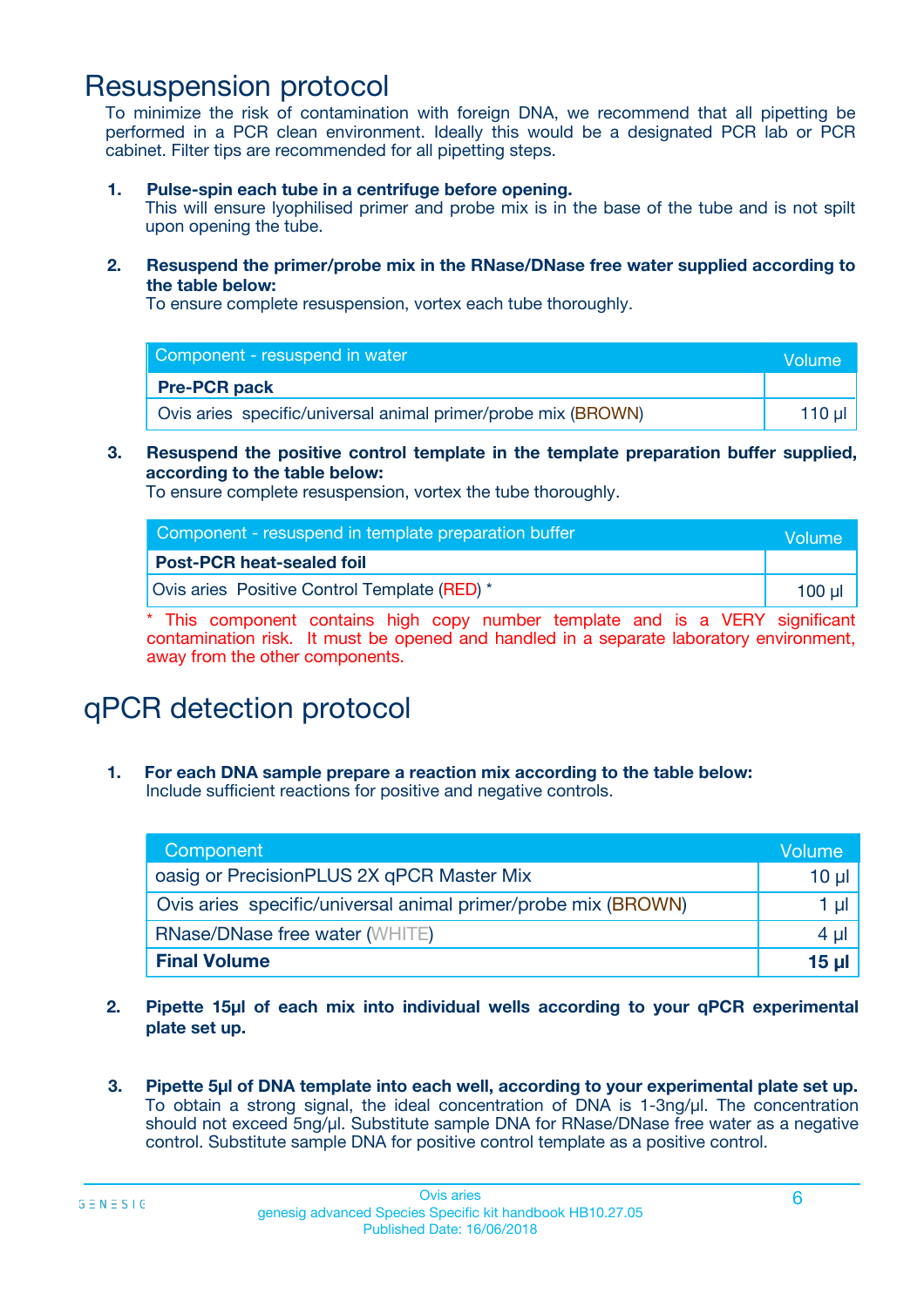# Resuspension protocol

To minimize the risk of contamination with foreign DNA, we recommend that all pipetting be performed in a PCR clean environment. Ideally this would be a designated PCR lab or PCR cabinet. Filter tips are recommended for all pipetting steps.

1. **Pulse-spin each tube in a centrifuge before opening.**
   This will ensure lyophilised primer and probe mix is in the base of the tube and is not spilt upon opening the tube.

2. **Resuspend the primer/probe mix in the RNase/DNase free water supplied according to the table below:**
   To ensure complete resuspension, vortex each tube thoroughly.

| Component - resuspend in water | Volume |
| --- | --- |
| **Pre-PCR pack** | |
| Ovis aries specific/universal animal primer/probe mix (BROWN) | 110 µl |

3. **Resuspend the positive control template in the template preparation buffer supplied, according to the table below:**
   To ensure complete resuspension, vortex the tube thoroughly.

| Component - resuspend in template preparation buffer | Volume |
| --- | --- |
| **Post-PCR heat-sealed foil** | |
| Ovis aries Positive Control Template (RED) * | 100 µl |

\* This component contains high copy number template and is a VERY significant contamination risk. It must be opened and handled in a separate laboratory environment, away from the other components.

# qPCR detection protocol

1. **For each DNA sample prepare a reaction mix according to the table below:**
   Include sufficient reactions for positive and negative controls.

| Component | Volume |
| --- | --- |
| oasig or PrecisionPLUS 2X qPCR Master Mix | 10 µl |
| Ovis aries specific/universal animal primer/probe mix (BROWN) | 1 µl |
| RNase/DNase free water (WHITE) | 4 µl |
| **Final Volume** | **15 µl** |

2. **Pipette 15µl of each mix into individual wells according to your qPCR experimental plate set up.**

3. **Pipette 5µl of DNA template into each well, according to your experimental plate set up.**
   To obtain a strong signal, the ideal concentration of DNA is 1-3ng/µl. The concentration should not exceed 5ng/µl. Substitute sample DNA for RNase/DNase free water as a negative control. Substitute sample DNA for positive control template as a positive control.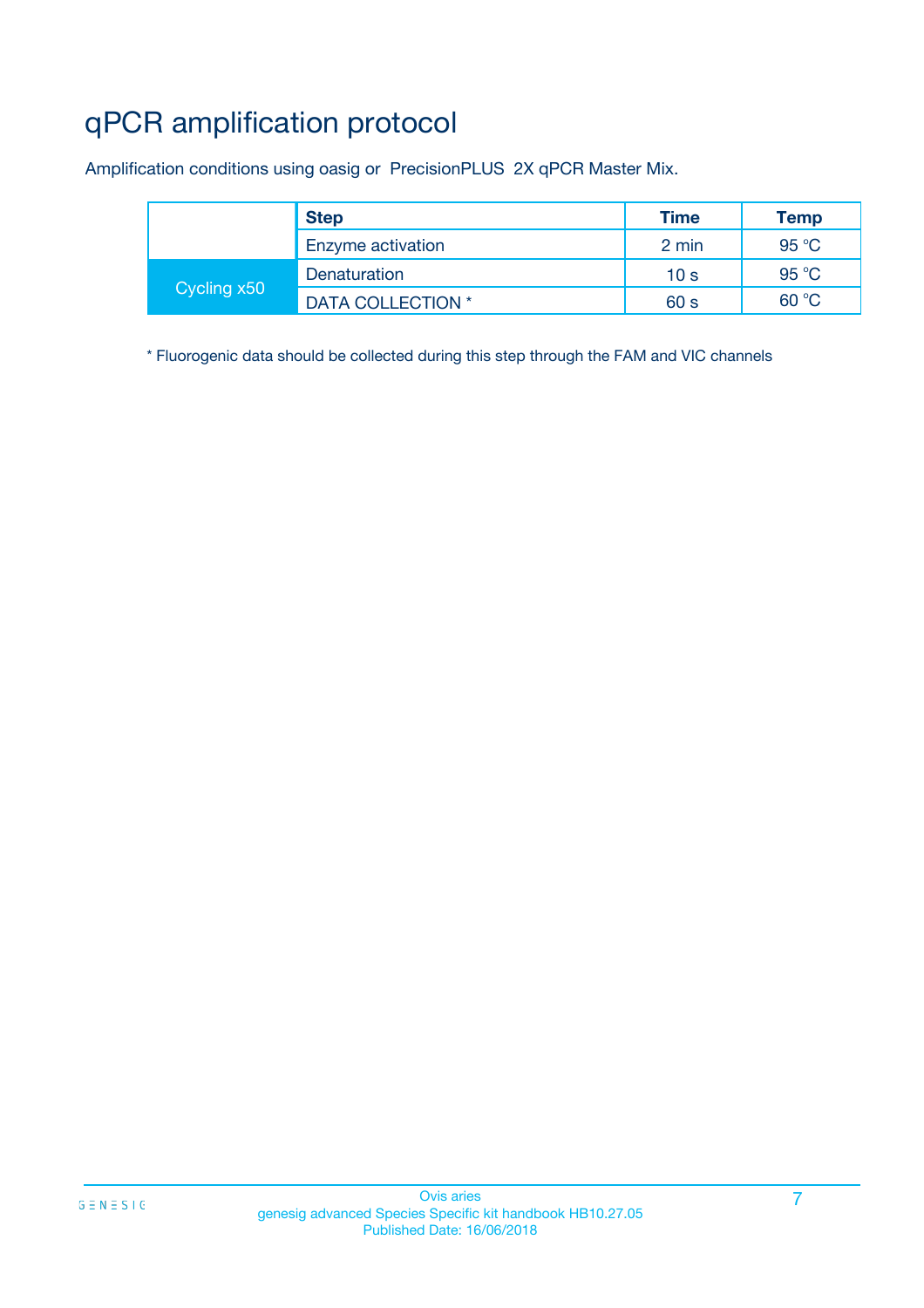# qPCR amplification protocol

Amplification conditions using oasig or PrecisionPLUS 2X qPCR Master Mix.

| | Step | Time | Temp |
|---|---|---|---|
| | Enzyme activation | 2 min | 95 °C |
| Cycling x50 | Denaturation | 10 s | 95 °C |
| | DATA COLLECTION * | 60 s | 60 °C |

* Fluorogenic data should be collected during this step through the FAM and VIC channels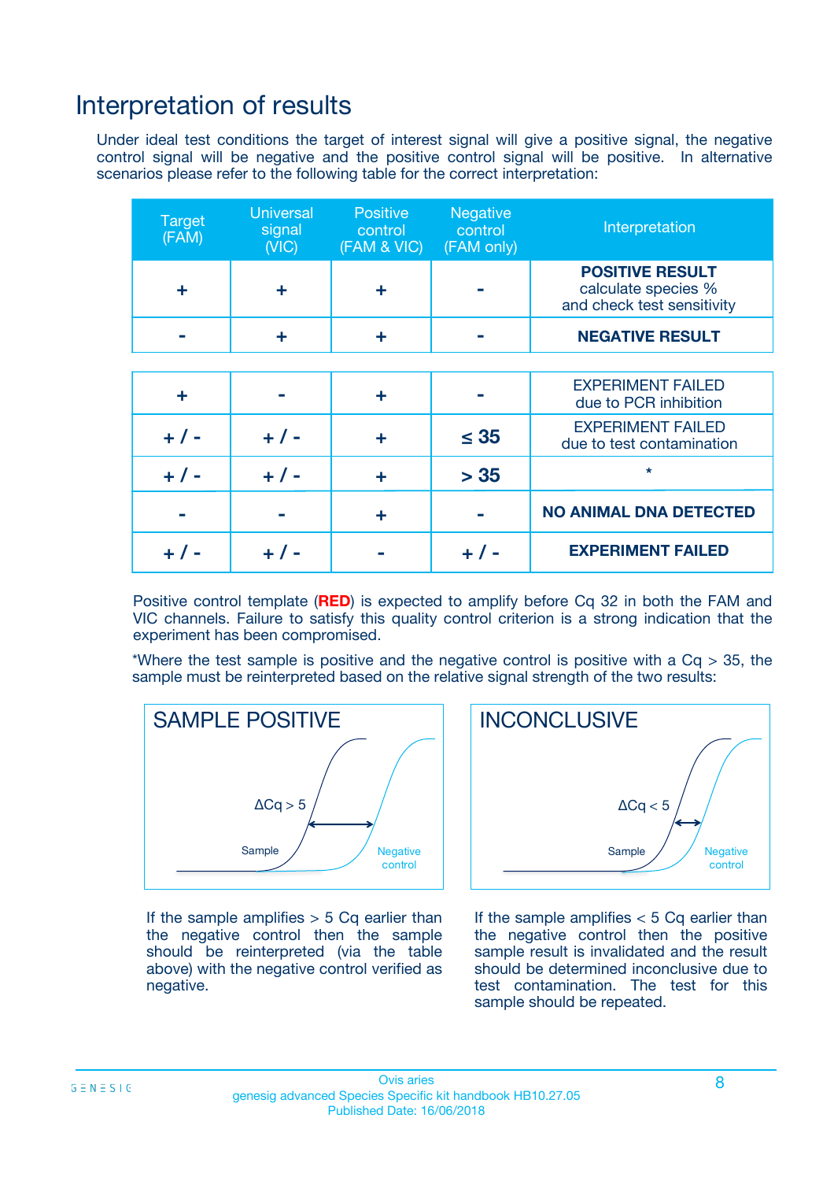# Interpretation of results

Under ideal test conditions the target of interest signal will give a positive signal, the negative control signal will be negative and the positive control signal will be positive. In alternative scenarios please refer to the following table for the correct interpretation:

| Target (FAM) | Universal signal (VIC) | Positive control (FAM & VIC) | Negative control (FAM only) | Interpretation |
|---|---|---|---|---|
| + | + | + | - | **POSITIVE RESULT** calculate species % and check test sensitivity |
| - | + | + | - | **NEGATIVE RESULT** |
| + | - | + | - | EXPERIMENT FAILED due to PCR inhibition |
| + / - | + / - | + | ≤ 35 | EXPERIMENT FAILED due to test contamination |
| + / - | + / - | + | > 35 | * |
| - | - | + | - | **NO ANIMAL DNA DETECTED** |
| + / - | + / - | - | + / - | **EXPERIMENT FAILED** |

Positive control template (**RED**) is expected to amplify before Cq 32 in both the FAM and VIC channels. Failure to satisfy this quality control criterion is a strong indication that the experiment has been compromised.

*Where the test sample is positive and the negative control is positive with a Cq > 35, the sample must be reinterpreted based on the relative signal strength of the two results:

**SAMPLE POSITIVE**

$\Delta Cq > 5$

Sample — Negative control

If the sample amplifies > 5 Cq earlier than the negative control then the sample should be reinterpreted (via the table above) with the negative control verified as negative.

**INCONCLUSIVE**

$\Delta Cq < 5$

Sample — Negative control

If the sample amplifies < 5 Cq earlier than the negative control then the positive sample result is invalidated and the result should be determined inconclusive due to test contamination. The test for this sample should be repeated.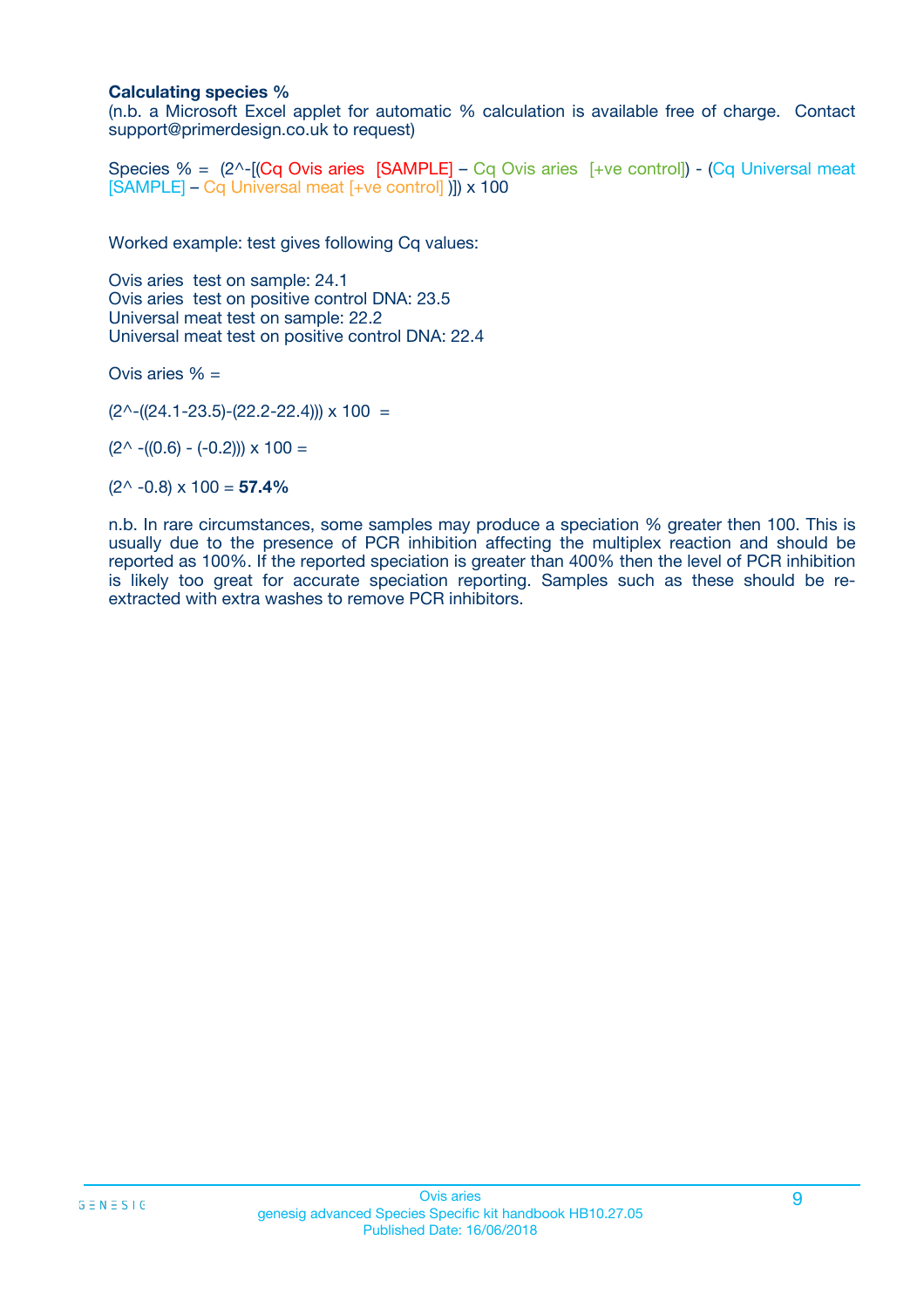**Calculating species %**

(n.b. a Microsoft Excel applet for automatic % calculation is available free of charge. Contact support@primerdesign.co.uk to request)

Species % = (2^-[(Cq Ovis aries [SAMPLE] – Cq Ovis aries [+ve control]) - (Cq Universal meat [SAMPLE] – Cq Universal meat [+ve control] )]) x 100

Worked example: test gives following Cq values:

Ovis aries test on sample: 24.1
Ovis aries test on positive control DNA: 23.5
Universal meat test on sample: 22.2
Universal meat test on positive control DNA: 22.4

Ovis aries % =

(2^-((24.1-23.5)-(22.2-22.4))) x 100 =

(2^ -((0.6) - (-0.2))) x 100 =

(2^ -0.8) x 100 = **57.4%**

n.b. In rare circumstances, some samples may produce a speciation % greater then 100. This is usually due to the presence of PCR inhibition affecting the multiplex reaction and should be reported as 100%. If the reported speciation is greater than 400% then the level of PCR inhibition is likely too great for accurate speciation reporting. Samples such as these should be re-extracted with extra washes to remove PCR inhibitors.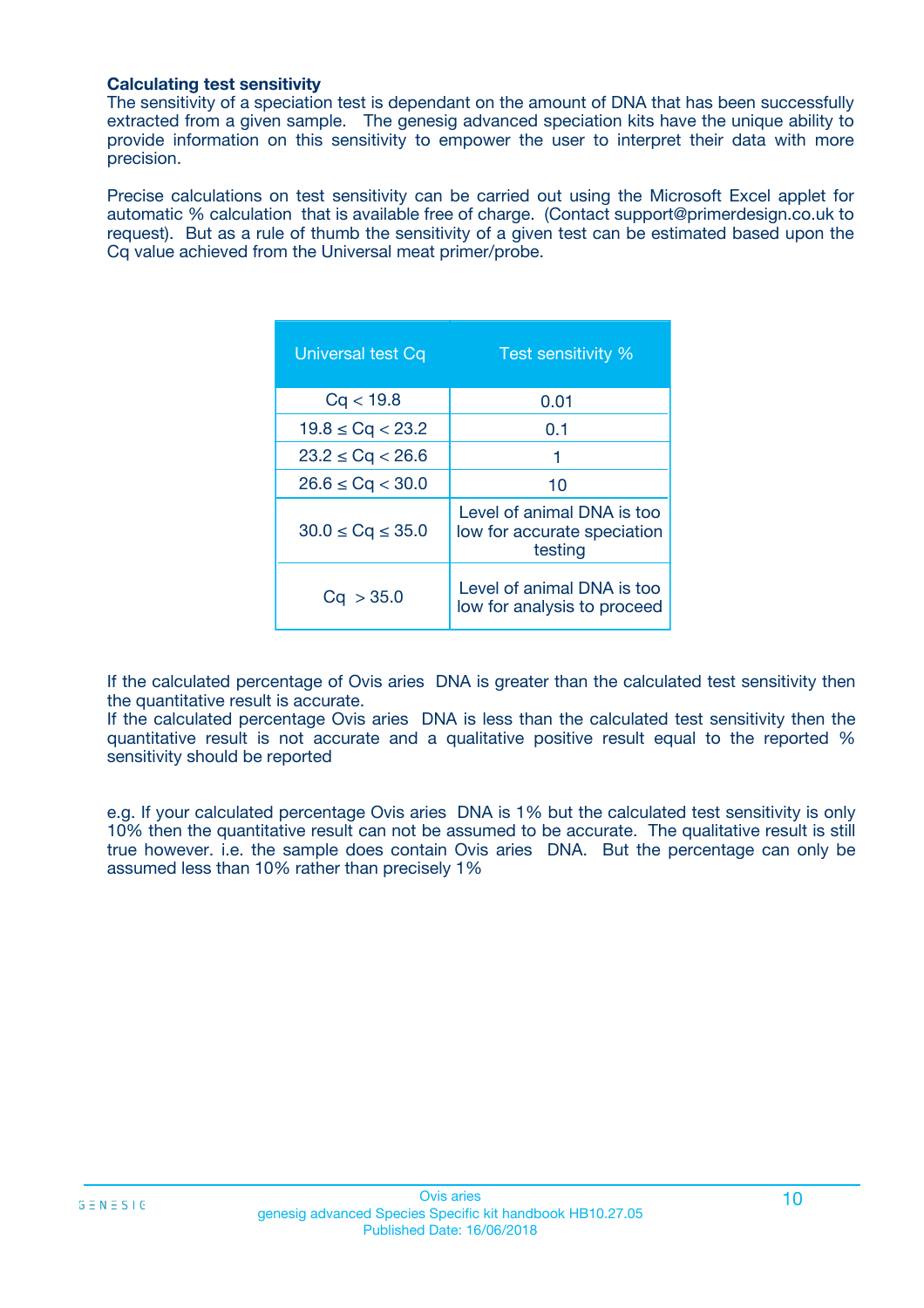### Calculating test sensitivity

The sensitivity of a speciation test is dependant on the amount of DNA that has been successfully extracted from a given sample. The genesig advanced speciation kits have the unique ability to provide information on this sensitivity to empower the user to interpret their data with more precision.

Precise calculations on test sensitivity can be carried out using the Microsoft Excel applet for automatic % calculation that is available free of charge. (Contact support@primerdesign.co.uk to request). But as a rule of thumb the sensitivity of a given test can be estimated based upon the Cq value achieved from the Universal meat primer/probe.

| Universal test Cq | Test sensitivity % |
|---|---|
| Cq < 19.8 | 0.01 |
| 19.8 ≤ Cq < 23.2 | 0.1 |
| 23.2 ≤ Cq < 26.6 | 1 |
| 26.6 ≤ Cq < 30.0 | 10 |
| 30.0 ≤ Cq ≤ 35.0 | Level of animal DNA is too low for accurate speciation testing |
| Cq > 35.0 | Level of animal DNA is too low for analysis to proceed |

If the calculated percentage of Ovis aries DNA is greater than the calculated test sensitivity then the quantitative result is accurate.
If the calculated percentage Ovis aries DNA is less than the calculated test sensitivity then the quantitative result is not accurate and a qualitative positive result equal to the reported % sensitivity should be reported

e.g. If your calculated percentage Ovis aries DNA is 1% but the calculated test sensitivity is only 10% then the quantitative result can not be assumed to be accurate. The qualitative result is still true however. i.e. the sample does contain Ovis aries DNA. But the percentage can only be assumed less than 10% rather than precisely 1%